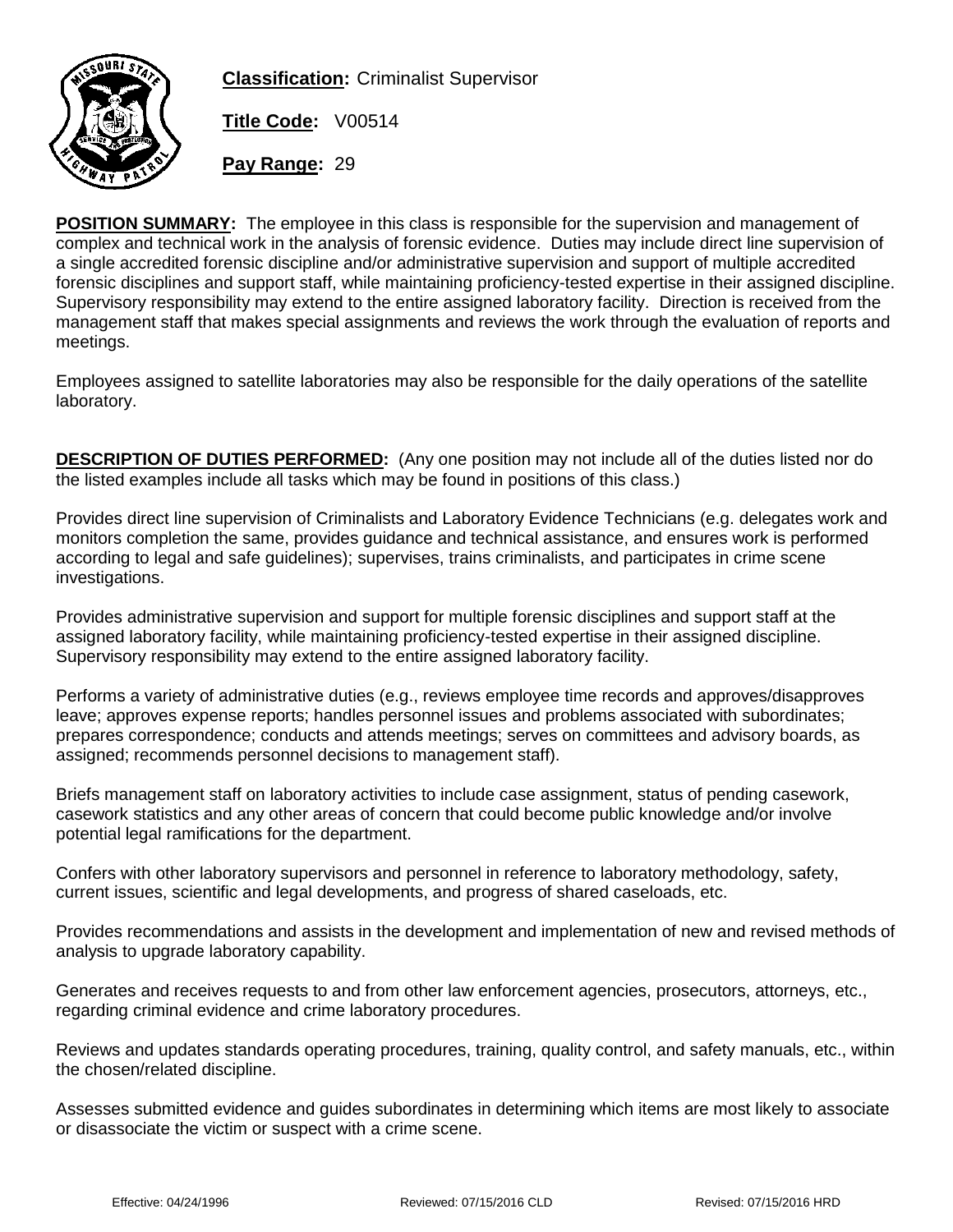**Classification:** Criminalist Supervisor

**Title Code:** V00514

**Pay Range:** 29

**POSITION SUMMARY:** The employee in this class is responsible for the supervision and management of complex and technical work in the analysis of forensic evidence. Duties may include direct line supervision of a single accredited forensic discipline and/or administrative supervision and support of multiple accredited forensic disciplines and support staff, while maintaining proficiency-tested expertise in their assigned discipline. Supervisory responsibility may extend to the entire assigned laboratory facility. Direction is received from the management staff that makes special assignments and reviews the work through the evaluation of reports and meetings.

Employees assigned to satellite laboratories may also be responsible for the daily operations of the satellite laboratory.

**DESCRIPTION OF DUTIES PERFORMED:** (Any one position may not include all of the duties listed nor do the listed examples include all tasks which may be found in positions of this class.)

Provides direct line supervision of Criminalists and Laboratory Evidence Technicians (e.g. delegates work and monitors completion the same, provides guidance and technical assistance, and ensures work is performed according to legal and safe guidelines); supervises, trains criminalists, and participates in crime scene investigations.

Provides administrative supervision and support for multiple forensic disciplines and support staff at the assigned laboratory facility, while maintaining proficiency-tested expertise in their assigned discipline. Supervisory responsibility may extend to the entire assigned laboratory facility.

Performs a variety of administrative duties (e.g., reviews employee time records and approves/disapproves leave; approves expense reports; handles personnel issues and problems associated with subordinates; prepares correspondence; conducts and attends meetings; serves on committees and advisory boards, as assigned; recommends personnel decisions to management staff).

Briefs management staff on laboratory activities to include case assignment, status of pending casework, casework statistics and any other areas of concern that could become public knowledge and/or involve potential legal ramifications for the department.

Confers with other laboratory supervisors and personnel in reference to laboratory methodology, safety, current issues, scientific and legal developments, and progress of shared caseloads, etc.

Provides recommendations and assists in the development and implementation of new and revised methods of analysis to upgrade laboratory capability.

Generates and receives requests to and from other law enforcement agencies, prosecutors, attorneys, etc., regarding criminal evidence and crime laboratory procedures.

Reviews and updates standards operating procedures, training, quality control, and safety manuals, etc., within the chosen/related discipline.

Assesses submitted evidence and guides subordinates in determining which items are most likely to associate or disassociate the victim or suspect with a crime scene.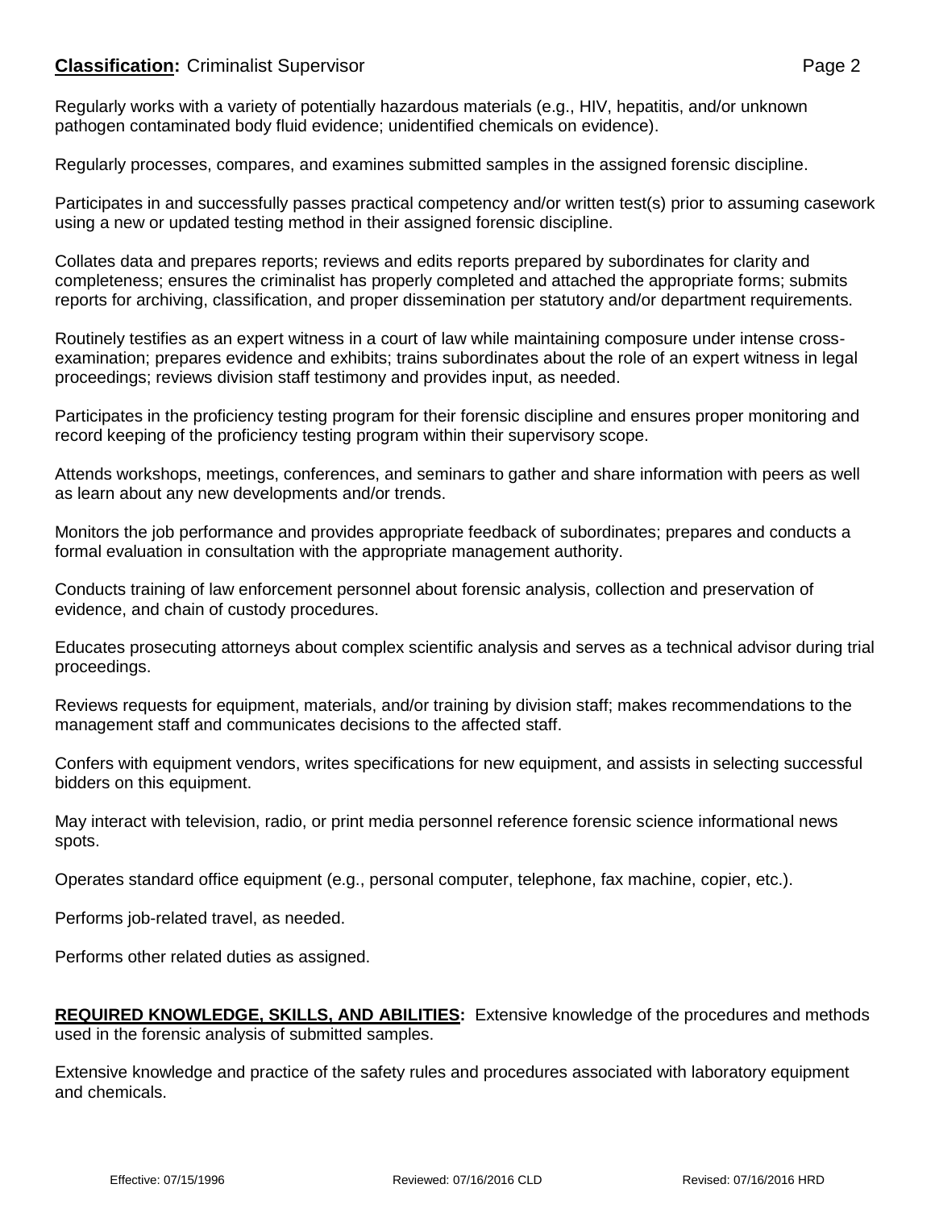Regularly works with a variety of potentially hazardous materials (e.g., HIV, hepatitis, and/or unknown pathogen contaminated body fluid evidence; unidentified chemicals on evidence).

Regularly processes, compares, and examines submitted samples in the assigned forensic discipline.

Participates in and successfully passes practical competency and/or written test(s) prior to assuming casework using a new or updated testing method in their assigned forensic discipline.

Collates data and prepares reports; reviews and edits reports prepared by subordinates for clarity and completeness; ensures the criminalist has properly completed and attached the appropriate forms; submits reports for archiving, classification, and proper dissemination per statutory and/or department requirements.

Routinely testifies as an expert witness in a court of law while maintaining composure under intense cross-examination; prepares evidence and exhibits; trains subordinates about the role of an expert witness in legal proceedings; reviews division staff testimony and provides input, as needed.

Participates in the proficiency testing program for their forensic discipline and ensures proper monitoring and record keeping of the proficiency testing program within their supervisory scope.

Attends workshops, meetings, conferences, and seminars to gather and share information with peers as well as learn about any new developments and/or trends.

Monitors the job performance and provides appropriate feedback of subordinates; prepares and conducts a formal evaluation in consultation with the appropriate management authority.

Conducts training of law enforcement personnel about forensic analysis, collection and preservation of evidence, and chain of custody procedures.

Educates prosecuting attorneys about complex scientific analysis and serves as a technical advisor during trial proceedings.

Reviews requests for equipment, materials, and/or training by division staff; makes recommendations to the management staff and communicates decisions to the affected staff.

Confers with equipment vendors, writes specifications for new equipment, and assists in selecting successful bidders on this equipment.

May interact with television, radio, or print media personnel reference forensic science informational news spots.

Operates standard office equipment (e.g., personal computer, telephone, fax machine, copier, etc.).

Performs job-related travel, as needed.

Performs other related duties as assigned.

**REQUIRED KNOWLEDGE, SKILLS, AND ABILITIES:** Extensive knowledge of the procedures and methods used in the forensic analysis of submitted samples.

Extensive knowledge and practice of the safety rules and procedures associated with laboratory equipment and chemicals.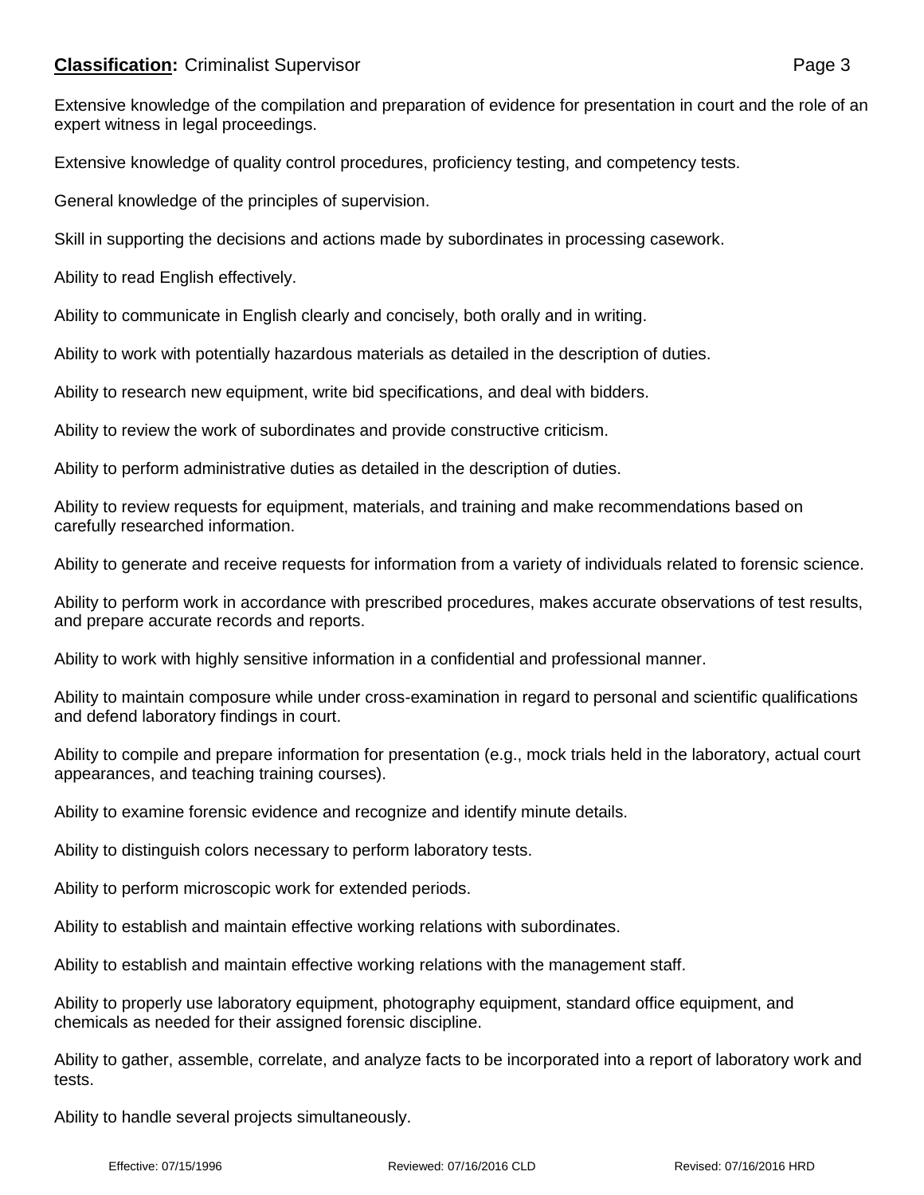Extensive knowledge of the compilation and preparation of evidence for presentation in court and the role of an expert witness in legal proceedings.

Extensive knowledge of quality control procedures, proficiency testing, and competency tests.

General knowledge of the principles of supervision.

Skill in supporting the decisions and actions made by subordinates in processing casework.

Ability to read English effectively.

Ability to communicate in English clearly and concisely, both orally and in writing.

Ability to work with potentially hazardous materials as detailed in the description of duties.

Ability to research new equipment, write bid specifications, and deal with bidders.

Ability to review the work of subordinates and provide constructive criticism.

Ability to perform administrative duties as detailed in the description of duties.

Ability to review requests for equipment, materials, and training and make recommendations based on carefully researched information.

Ability to generate and receive requests for information from a variety of individuals related to forensic science.

Ability to perform work in accordance with prescribed procedures, makes accurate observations of test results, and prepare accurate records and reports.

Ability to work with highly sensitive information in a confidential and professional manner.

Ability to maintain composure while under cross-examination in regard to personal and scientific qualifications and defend laboratory findings in court.

Ability to compile and prepare information for presentation (e.g., mock trials held in the laboratory, actual court appearances, and teaching training courses).

Ability to examine forensic evidence and recognize and identify minute details.

Ability to distinguish colors necessary to perform laboratory tests.

Ability to perform microscopic work for extended periods.

Ability to establish and maintain effective working relations with subordinates.

Ability to establish and maintain effective working relations with the management staff.

Ability to properly use laboratory equipment, photography equipment, standard office equipment, and chemicals as needed for their assigned forensic discipline.

Ability to gather, assemble, correlate, and analyze facts to be incorporated into a report of laboratory work and tests.

Ability to handle several projects simultaneously.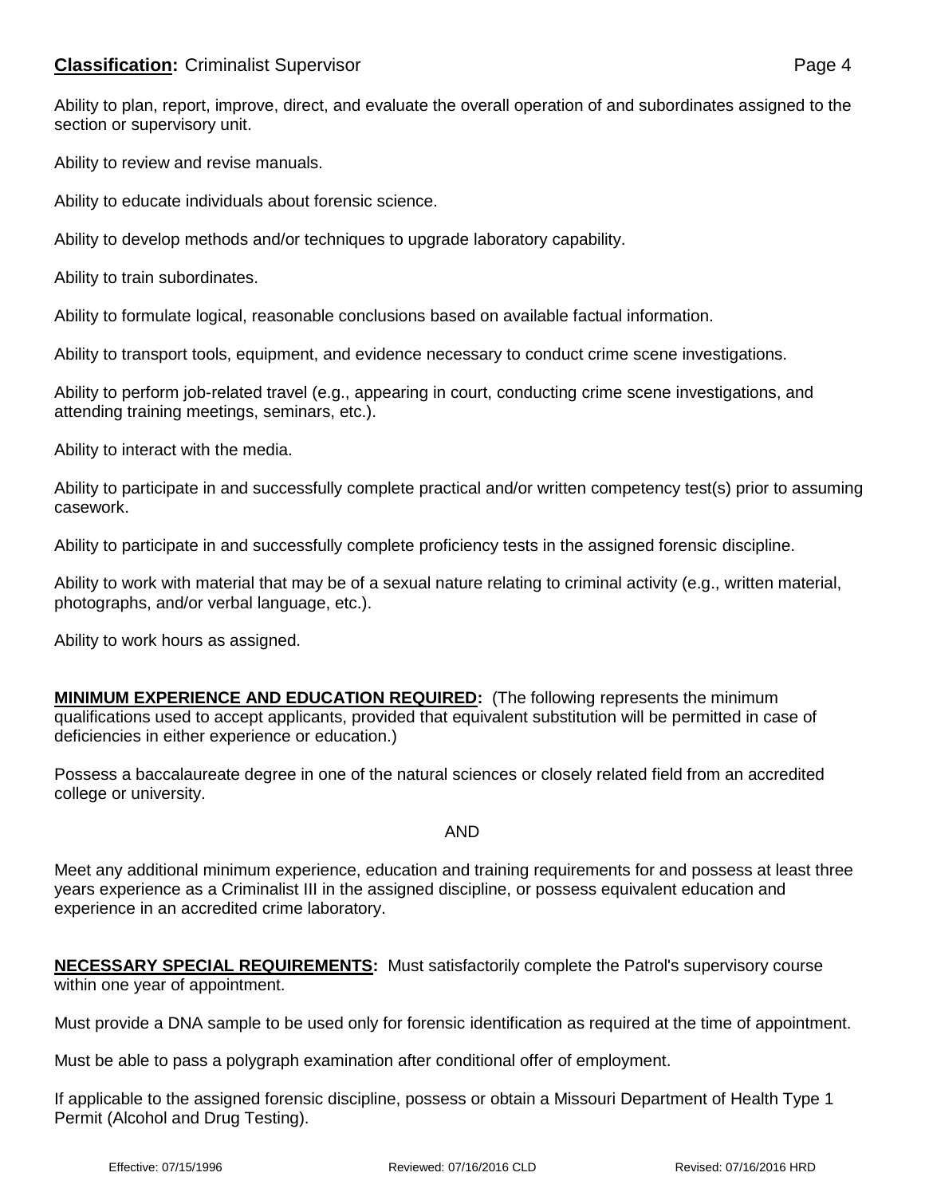Ability to plan, report, improve, direct, and evaluate the overall operation of and subordinates assigned to the section or supervisory unit.

Ability to review and revise manuals.

Ability to educate individuals about forensic science.

Ability to develop methods and/or techniques to upgrade laboratory capability.

Ability to train subordinates.

Ability to formulate logical, reasonable conclusions based on available factual information.

Ability to transport tools, equipment, and evidence necessary to conduct crime scene investigations.

Ability to perform job-related travel (e.g., appearing in court, conducting crime scene investigations, and attending training meetings, seminars, etc.).

Ability to interact with the media.

Ability to participate in and successfully complete practical and/or written competency test(s) prior to assuming casework.

Ability to participate in and successfully complete proficiency tests in the assigned forensic discipline.

Ability to work with material that may be of a sexual nature relating to criminal activity (e.g., written material, photographs, and/or verbal language, etc.).

Ability to work hours as assigned.

**MINIMUM EXPERIENCE AND EDUCATION REQUIRED:** (The following represents the minimum qualifications used to accept applicants, provided that equivalent substitution will be permitted in case of deficiencies in either experience or education.)

Possess a baccalaureate degree in one of the natural sciences or closely related field from an accredited college or university.

AND

Meet any additional minimum experience, education and training requirements for and possess at least three years experience as a Criminalist III in the assigned discipline, or possess equivalent education and experience in an accredited crime laboratory.

**NECESSARY SPECIAL REQUIREMENTS:** Must satisfactorily complete the Patrol's supervisory course within one year of appointment.

Must provide a DNA sample to be used only for forensic identification as required at the time of appointment.

Must be able to pass a polygraph examination after conditional offer of employment.

If applicable to the assigned forensic discipline, possess or obtain a Missouri Department of Health Type 1 Permit (Alcohol and Drug Testing).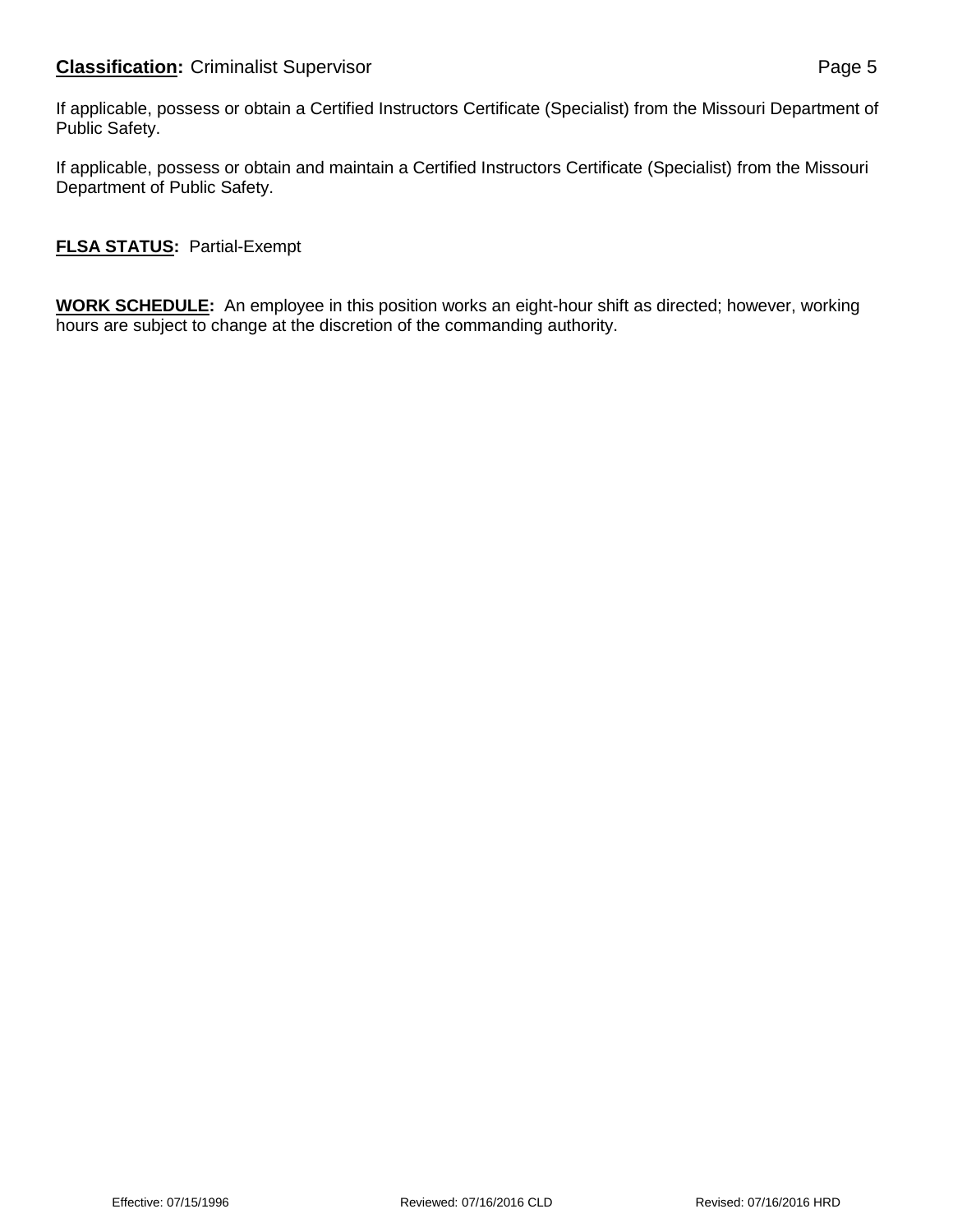If applicable, possess or obtain a Certified Instructors Certificate (Specialist) from the Missouri Department of Public Safety.

If applicable, possess or obtain and maintain a Certified Instructors Certificate (Specialist) from the Missouri Department of Public Safety.

**FLSA STATUS:** Partial-Exempt

**WORK SCHEDULE:** An employee in this position works an eight-hour shift as directed; however, working hours are subject to change at the discretion of the commanding authority.